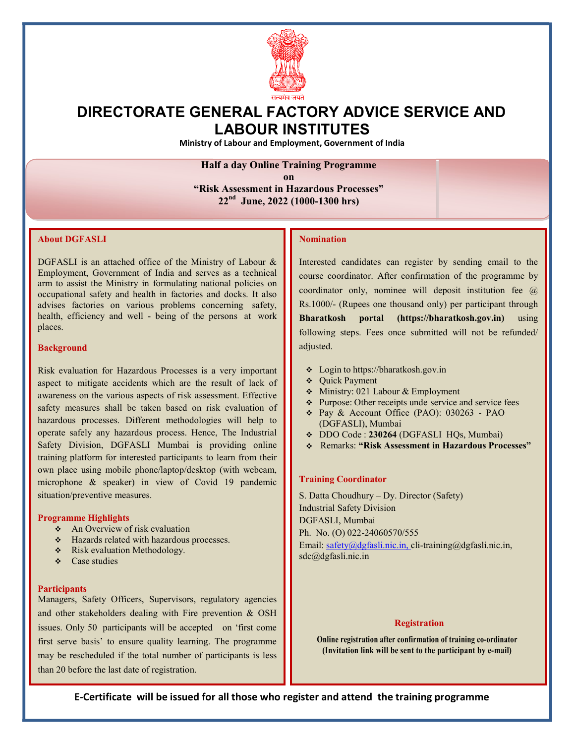सत्यमेव जयते

# DIRECTORATE GENERAL FACTORY ADVICE SERVICE AND LABOUR INSTITUTES

**Ministry of Labour and Employment, Government of India**

**Half a day Online Training Programme**
**on**
**"Risk Assessment in Hazardous Processes"**
**22nd June, 2022 (1000-1300 hrs)**

## About DGFASLI

DGFASLI is an attached office of the Ministry of Labour & Employment, Government of India and serves as a technical arm to assist the Ministry in formulating national policies on occupational safety and health in factories and docks. It also advises factories on various problems concerning safety, health, efficiency and well - being of the persons at work places.

## Background

Risk evaluation for Hazardous Processes is a very important aspect to mitigate accidents which are the result of lack of awareness on the various aspects of risk assessment. Effective safety measures shall be taken based on risk evaluation of hazardous processes. Different methodologies will help to operate safely any hazardous process. Hence, The Industrial Safety Division, DGFASLI Mumbai is providing online training platform for interested participants to learn from their own place using mobile phone/laptop/desktop (with webcam, microphone & speaker) in view of Covid 19 pandemic situation/preventive measures.

## Programme Highlights

- An Overview of risk evaluation
- Hazards related with hazardous processes.
- Risk evaluation Methodology.
- Case studies

## Participants

Managers, Safety Officers, Supervisors, regulatory agencies and other stakeholders dealing with Fire prevention & OSH issues. Only 50 participants will be accepted on 'first come first serve basis' to ensure quality learning. The programme may be rescheduled if the total number of participants is less than 20 before the last date of registration.

## Nomination

Interested candidates can register by sending email to the course coordinator. After confirmation of the programme by coordinator only, nominee will deposit institution fee @ Rs.1000/- (Rupees one thousand only) per participant through **Bharatkosh portal (https://bharatkosh.gov.in)** using following steps. Fees once submitted will not be refunded/ adjusted.

- Login to https://bharatkosh.gov.in
- Quick Payment
- Ministry: 021 Labour & Employment
- Purpose: Other receipts unde service and service fees
- Pay & Account Office (PAO): 030263 - PAO (DGFASLI), Mumbai
- DDO Code : **230264** (DGFASLI HQs, Mumbai)
- Remarks: **"Risk Assessment in Hazardous Processes"**

## Training Coordinator

S. Datta Choudhury – Dy. Director (Safety)
Industrial Safety Division
DGFASLI, Mumbai
Ph. No. (O) 022-24060570/555
Email: safety@dgfasli.nic.in, cli-training@dgfasli.nic.in, sdc@dgfasli.nic.in

## Registration

**Online registration after confirmation of training co-ordinator (Invitation link will be sent to the participant by e-mail)**

**E-Certificate will be issued for all those who register and attend the training programme**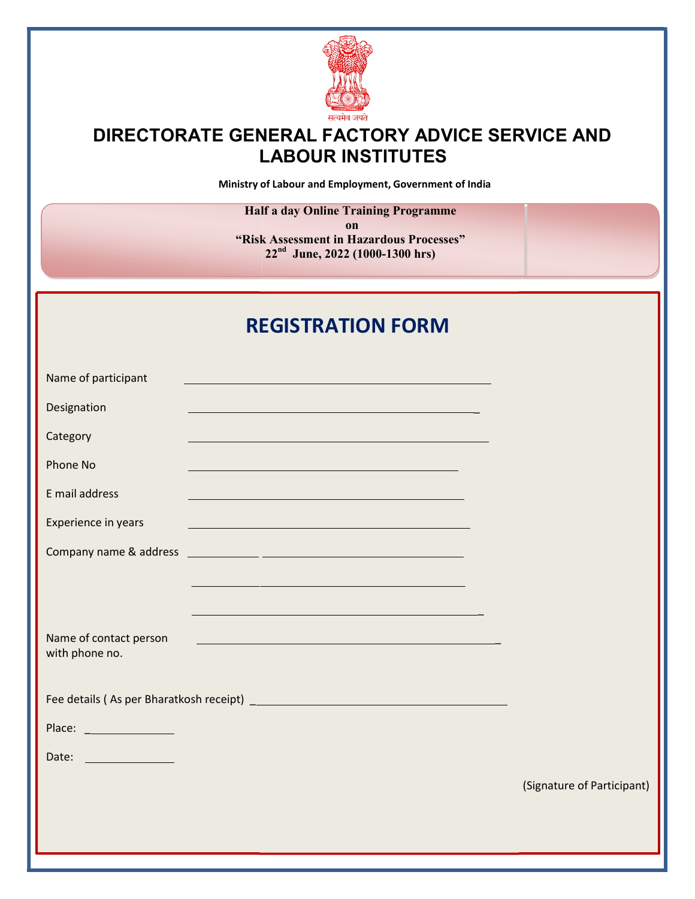सत्यमेव जयते

# DIRECTORATE GENERAL FACTORY ADVICE SERVICE AND LABOUR INSTITUTES

**Ministry of Labour and Employment, Government of India**

**Half a day Online Training Programme**
**on**
**"Risk Assessment in Hazardous Processes"**
**22nd June, 2022 (1000-1300 hrs)**

## REGISTRATION FORM

Name of participant ______________________________

Designation ______________________________

Category ______________________________

Phone No ______________________________

E mail address ______________________________

Experience in years ______________________________

Company name & address ______________________________

______________________________

______________________________

Name of contact person with phone no. ______________________________

Fee details ( As per Bharatkosh receipt) ______________________________

Place: ______________

Date: ______________

(Signature of Participant)